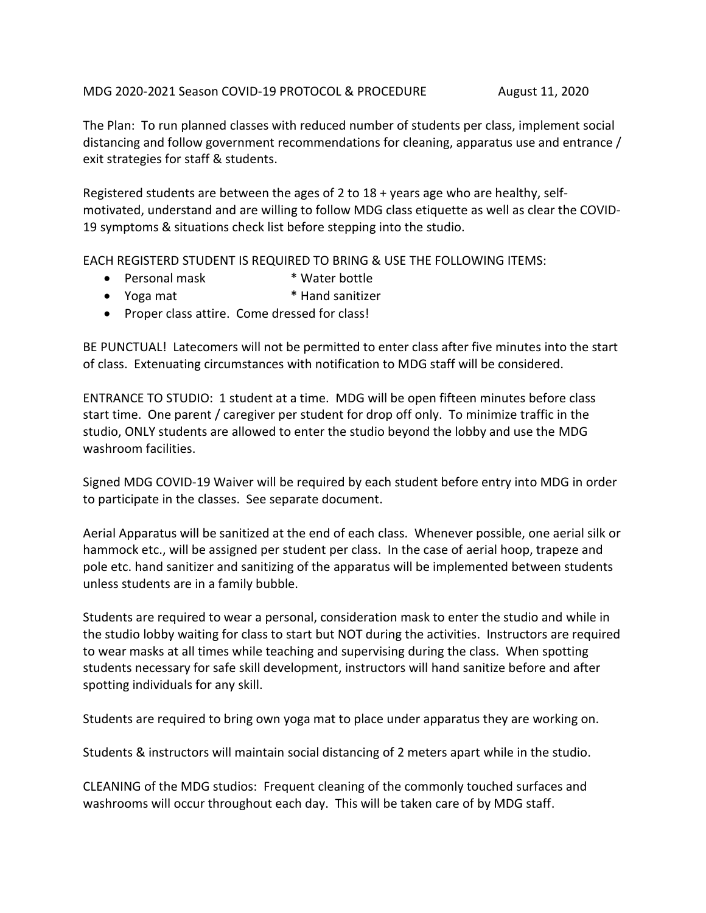MDG 2020-2021 Season COVID-19 PROTOCOL & PROCEDURE August 11, 2020

The Plan: To run planned classes with reduced number of students per class, implement social distancing and follow government recommendations for cleaning, apparatus use and entrance / exit strategies for staff & students.

Registered students are between the ages of 2 to 18 + years age who are healthy, self-motivated, understand and are willing to follow MDG class etiquette as well as clear the COVID-19 symptoms & situations check list before stepping into the studio.

EACH REGISTERD STUDENT IS REQUIRED TO BRING & USE THE FOLLOWING ITEMS:

- Personal mask * Water bottle
- Yoga mat * Hand sanitizer
- Proper class attire. Come dressed for class!

BE PUNCTUAL! Latecomers will not be permitted to enter class after five minutes into the start of class. Extenuating circumstances with notification to MDG staff will be considered.

ENTRANCE TO STUDIO: 1 student at a time. MDG will be open fifteen minutes before class start time. One parent / caregiver per student for drop off only. To minimize traffic in the studio, ONLY students are allowed to enter the studio beyond the lobby and use the MDG washroom facilities.

Signed MDG COVID-19 Waiver will be required by each student before entry into MDG in order to participate in the classes. See separate document.

Aerial Apparatus will be sanitized at the end of each class. Whenever possible, one aerial silk or hammock etc., will be assigned per student per class. In the case of aerial hoop, trapeze and pole etc. hand sanitizer and sanitizing of the apparatus will be implemented between students unless students are in a family bubble.

Students are required to wear a personal, consideration mask to enter the studio and while in the studio lobby waiting for class to start but NOT during the activities. Instructors are required to wear masks at all times while teaching and supervising during the class. When spotting students necessary for safe skill development, instructors will hand sanitize before and after spotting individuals for any skill.

Students are required to bring own yoga mat to place under apparatus they are working on.

Students & instructors will maintain social distancing of 2 meters apart while in the studio.

CLEANING of the MDG studios: Frequent cleaning of the commonly touched surfaces and washrooms will occur throughout each day. This will be taken care of by MDG staff.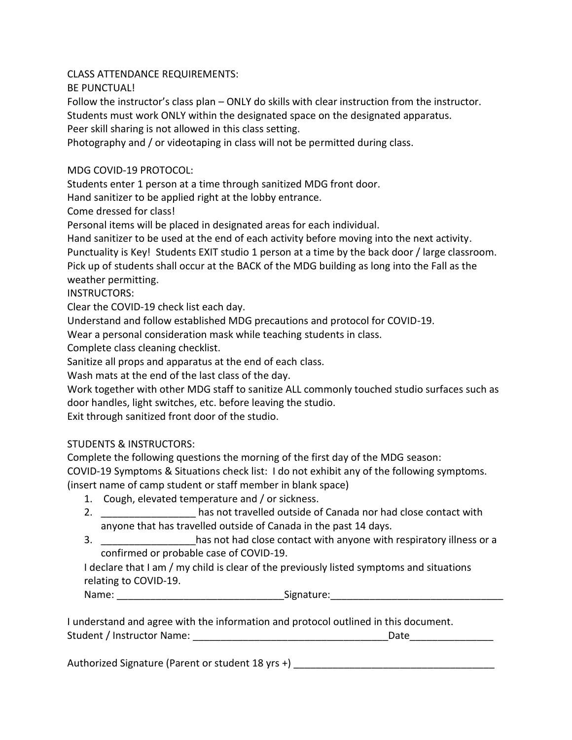CLASS ATTENDANCE REQUIREMENTS:

BE PUNCTUAL!

Follow the instructor's class plan – ONLY do skills with clear instruction from the instructor.

Students must work ONLY within the designated space on the designated apparatus.

Peer skill sharing is not allowed in this class setting.

Photography and / or videotaping in class will not be permitted during class.

MDG COVID-19 PROTOCOL:

Students enter 1 person at a time through sanitized MDG front door.

Hand sanitizer to be applied right at the lobby entrance.

Come dressed for class!

Personal items will be placed in designated areas for each individual.

Hand sanitizer to be used at the end of each activity before moving into the next activity.

Punctuality is Key! Students EXIT studio 1 person at a time by the back door / large classroom.

Pick up of students shall occur at the BACK of the MDG building as long into the Fall as the weather permitting.

INSTRUCTORS:

Clear the COVID-19 check list each day.

Understand and follow established MDG precautions and protocol for COVID-19.

Wear a personal consideration mask while teaching students in class.

Complete class cleaning checklist.

Sanitize all props and apparatus at the end of each class.

Wash mats at the end of the last class of the day.

Work together with other MDG staff to sanitize ALL commonly touched studio surfaces such as door handles, light switches, etc. before leaving the studio.

Exit through sanitized front door of the studio.

STUDENTS & INSTRUCTORS:

Complete the following questions the morning of the first day of the MDG season:

COVID-19 Symptoms & Situations check list: I do not exhibit any of the following symptoms. (insert name of camp student or staff member in blank space)

1. Cough, elevated temperature and / or sickness.
2. _________________ has not travelled outside of Canada nor had close contact with anyone that has travelled outside of Canada in the past 14 days.
3. _________________has not had close contact with anyone with respiratory illness or a confirmed or probable case of COVID-19.

I declare that I am / my child is clear of the previously listed symptoms and situations relating to COVID-19.

Name: ______________________________Signature:_______________________________

I understand and agree with the information and protocol outlined in this document.

Student / Instructor Name: ___________________________________Date_______________

Authorized Signature (Parent or student 18 yrs +) ____________________________________